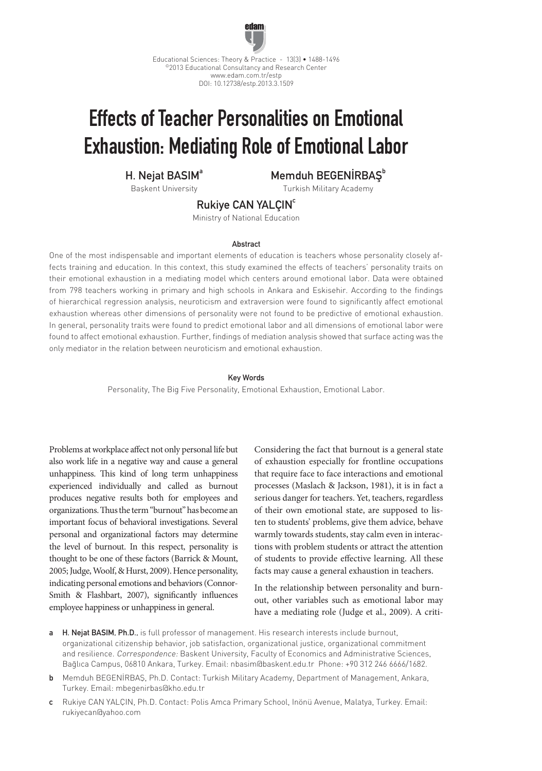# Effects of Teacher Personalities on Emotional Exhaustion: Mediating Role of Emotional Labor

H. Nejat BASIM[a]
Başkent University

Memduh BEGENİRBAŞ[b]
Turkish Military Academy

Rukiye CAN YALÇIN[c]
Ministry of National Education

### Abstract

One of the most indispensable and important elements of education is teachers whose personality closely affects training and education. In this context, this study examined the effects of teachers' personality traits on their emotional exhaustion in a mediating model which centers around emotional labor. Data were obtained from 798 teachers working in primary and high schools in Ankara and Eskisehir. According to the findings of hierarchical regression analysis, neuroticism and extraversion were found to significantly affect emotional exhaustion whereas other dimensions of personality were not found to be predictive of emotional exhaustion. In general, personality traits were found to predict emotional labor and all dimensions of emotional labor were found to affect emotional exhaustion. Further, findings of mediation analysis showed that surface acting was the only mediator in the relation between neuroticism and emotional exhaustion.

### Key Words

Personality, The Big Five Personality, Emotional Exhaustion, Emotional Labor.

Problems at workplace affect not only personal life but also work life in a negative way and cause a general unhappiness. This kind of long term unhappiness experienced individually and called as burnout produces negative results both for employees and organizations. Thus the term "burnout" has become an important focus of behavioral investigations. Several personal and organizational factors may determine the level of burnout. In this respect, personality is thought to be one of these factors (Barrick & Mount, 2005; Judge, Woolf, & Hurst, 2009). Hence personality, indicating personal emotions and behaviors (Connor-Smith & Flashbart, 2007), significantly influences employee happiness or unhappiness in general.

Considering the fact that burnout is a general state of exhaustion especially for frontline occupations that require face to face interactions and emotional processes (Maslach & Jackson, 1981), it is in fact a serious danger for teachers. Yet, teachers, regardless of their own emotional state, are supposed to listen to students' problems, give them advice, behave warmly towards students, stay calm even in interactions with problem students or attract the attention of students to provide effective learning. All these facts may cause a general exhaustion in teachers.

In the relationship between personality and burnout, other variables such as emotional labor may have a mediating role (Judge et al., 2009). A criti-

a H. Nejat BASIM, Ph.D., is full professor of management. His research interests include burnout, organizational citizenship behavior, job satisfaction, organizational justice, organizational commitment and resilience. *Correspondence:* Baskent University, Faculty of Economics and Administrative Sciences, Bağlıca Campus, 06810 Ankara, Turkey. Email: nbasim@baskent.edu.tr Phone: +90 312 246 6666/1682.

b Memduh BEGENİRBAŞ, Ph.D. Contact: Turkish Military Academy, Department of Management, Ankara, Turkey. Email: mbegenirbas@kho.edu.tr

c Rukiye CAN YALÇIN, Ph.D. Contact: Polis Amca Primary School, Inönü Avenue, Malatya, Turkey. Email: rukiyecan@yahoo.com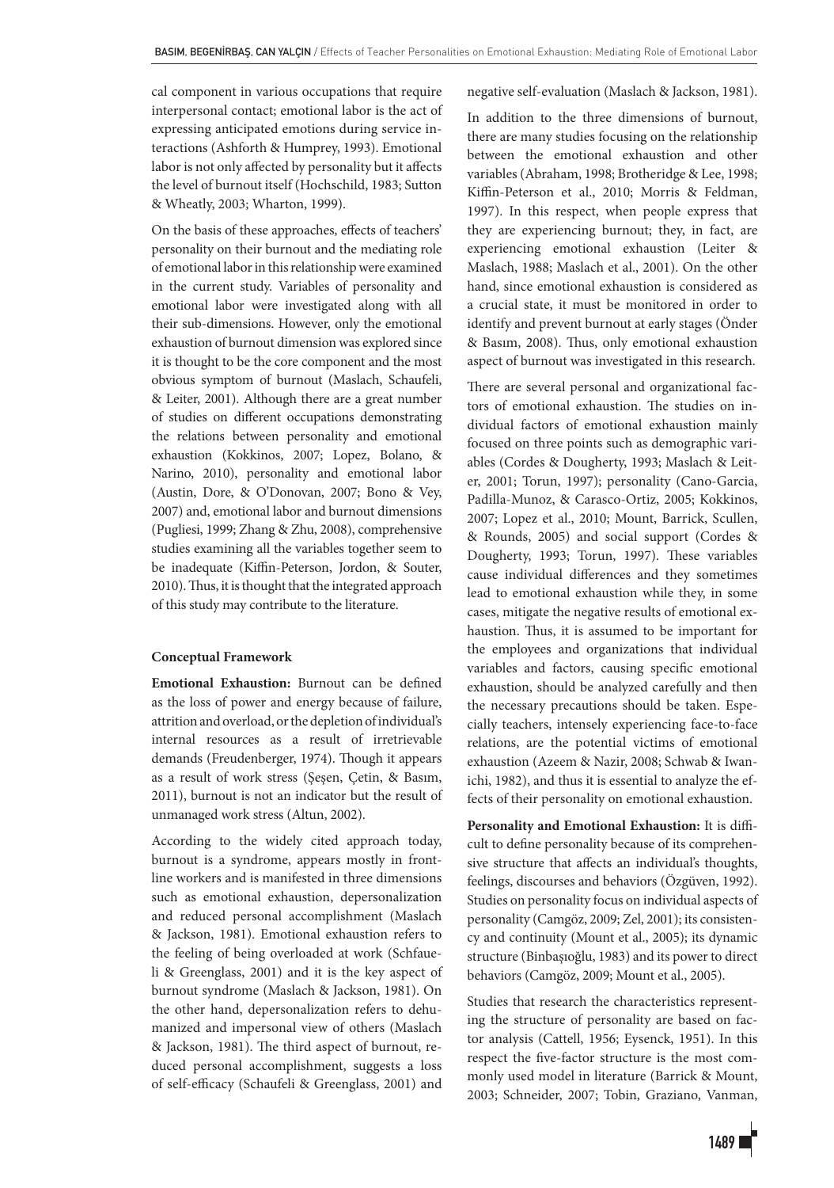cal component in various occupations that require interpersonal contact; emotional labor is the act of expressing anticipated emotions during service interactions (Ashforth & Humprey, 1993). Emotional labor is not only affected by personality but it affects the level of burnout itself (Hochschild, 1983; Sutton & Wheatly, 2003; Wharton, 1999).

On the basis of these approaches, effects of teachers' personality on their burnout and the mediating role of emotional labor in this relationship were examined in the current study. Variables of personality and emotional labor were investigated along with all their sub-dimensions. However, only the emotional exhaustion of burnout dimension was explored since it is thought to be the core component and the most obvious symptom of burnout (Maslach, Schaufeli, & Leiter, 2001). Although there are a great number of studies on different occupations demonstrating the relations between personality and emotional exhaustion (Kokkinos, 2007; Lopez, Bolano, & Narino, 2010), personality and emotional labor (Austin, Dore, & O'Donovan, 2007; Bono & Vey, 2007) and, emotional labor and burnout dimensions (Pugliesi, 1999; Zhang & Zhu, 2008), comprehensive studies examining all the variables together seem to be inadequate (Kiffin-Peterson, Jordon, & Souter, 2010). Thus, it is thought that the integrated approach of this study may contribute to the literature.

### Conceptual Framework

**Emotional Exhaustion:** Burnout can be defined as the loss of power and energy because of failure, attrition and overload, or the depletion of individual's internal resources as a result of irretrievable demands (Freudenberger, 1974). Though it appears as a result of work stress (Şeşen, Çetin, & Basım, 2011), burnout is not an indicator but the result of unmanaged work stress (Altun, 2002).

According to the widely cited approach today, burnout is a syndrome, appears mostly in front-line workers and is manifested in three dimensions such as emotional exhaustion, depersonalization and reduced personal accomplishment (Maslach & Jackson, 1981). Emotional exhaustion refers to the feeling of being overloaded at work (Schfaueli & Greenglass, 2001) and it is the key aspect of burnout syndrome (Maslach & Jackson, 1981). On the other hand, depersonalization refers to dehumanized and impersonal view of others (Maslach & Jackson, 1981). The third aspect of burnout, reduced personal accomplishment, suggests a loss of self-efficacy (Schaufeli & Greenglass, 2001) and negative self-evaluation (Maslach & Jackson, 1981).

In addition to the three dimensions of burnout, there are many studies focusing on the relationship between the emotional exhaustion and other variables (Abraham, 1998; Brotheridge & Lee, 1998; Kiffin-Peterson et al., 2010; Morris & Feldman, 1997). In this respect, when people express that they are experiencing burnout; they, in fact, are experiencing emotional exhaustion (Leiter & Maslach, 1988; Maslach et al., 2001). On the other hand, since emotional exhaustion is considered as a crucial state, it must be monitored in order to identify and prevent burnout at early stages (Önder & Basım, 2008). Thus, only emotional exhaustion aspect of burnout was investigated in this research.

There are several personal and organizational factors of emotional exhaustion. The studies on individual factors of emotional exhaustion mainly focused on three points such as demographic variables (Cordes & Dougherty, 1993; Maslach & Leiter, 2001; Torun, 1997); personality (Cano-Garcia, Padilla-Munoz, & Carasco-Ortiz, 2005; Kokkinos, 2007; Lopez et al., 2010; Mount, Barrick, Scullen, & Rounds, 2005) and social support (Cordes & Dougherty, 1993; Torun, 1997). These variables cause individual differences and they sometimes lead to emotional exhaustion while they, in some cases, mitigate the negative results of emotional exhaustion. Thus, it is assumed to be important for the employees and organizations that individual variables and factors, causing specific emotional exhaustion, should be analyzed carefully and then the necessary precautions should be taken. Especially teachers, intensely experiencing face-to-face relations, are the potential victims of emotional exhaustion (Azeem & Nazir, 2008; Schwab & Iwanichi, 1982), and thus it is essential to analyze the effects of their personality on emotional exhaustion.

**Personality and Emotional Exhaustion:** It is difficult to define personality because of its comprehensive structure that affects an individual's thoughts, feelings, discourses and behaviors (Özgüven, 1992). Studies on personality focus on individual aspects of personality (Camgöz, 2009; Zel, 2001); its consistency and continuity (Mount et al., 2005); its dynamic structure (Binbaşıoğlu, 1983) and its power to direct behaviors (Camgöz, 2009; Mount et al., 2005).

Studies that research the characteristics representing the structure of personality are based on factor analysis (Cattell, 1956; Eysenck, 1951). In this respect the five-factor structure is the most commonly used model in literature (Barrick & Mount, 2003; Schneider, 2007; Tobin, Graziano, Vanman,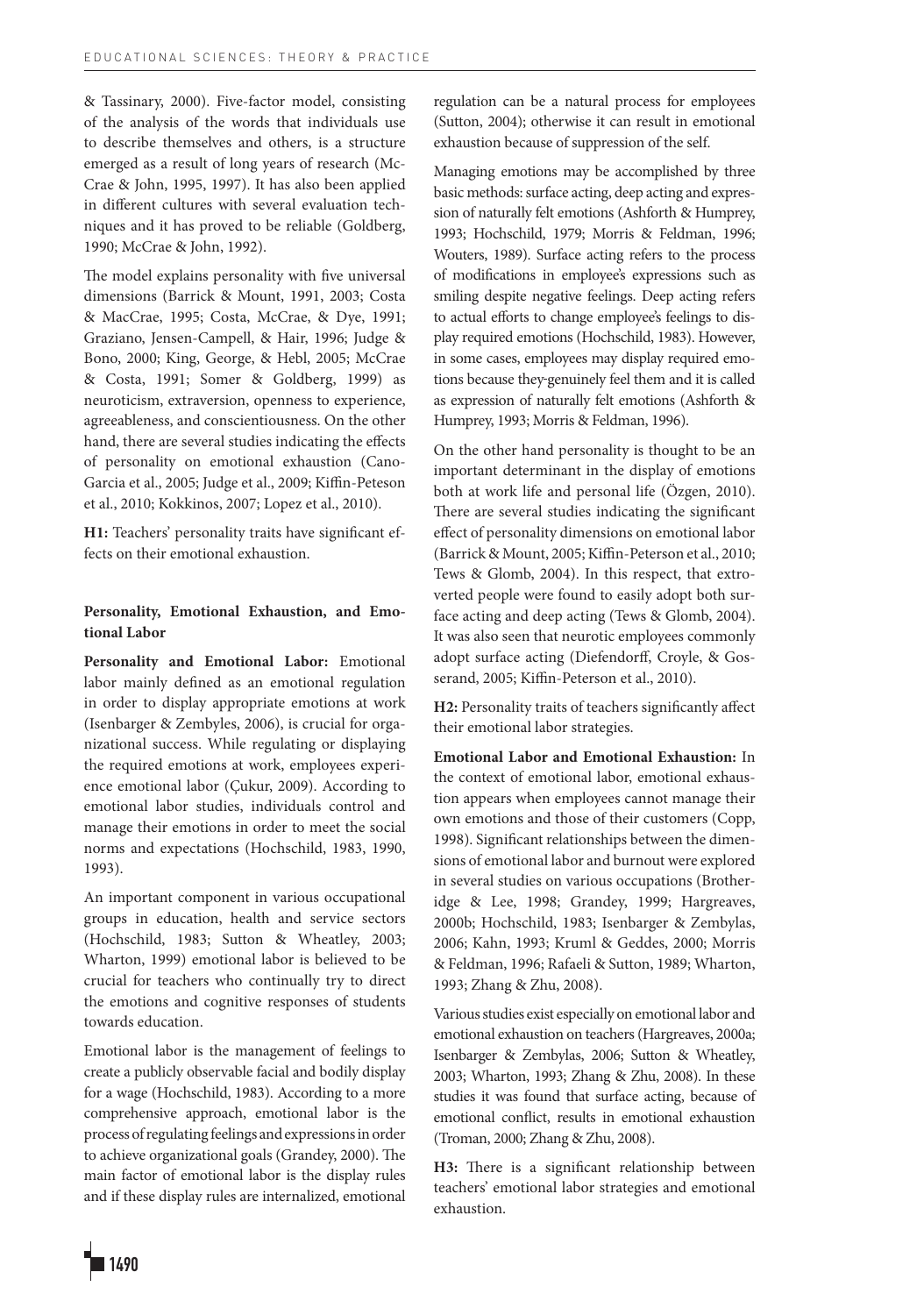& Tassinary, 2000). Five-factor model, consisting of the analysis of the words that individuals use to describe themselves and others, is a structure emerged as a result of long years of research (McCrae & John, 1995, 1997). It has also been applied in different cultures with several evaluation techniques and it has proved to be reliable (Goldberg, 1990; McCrae & John, 1992).

The model explains personality with five universal dimensions (Barrick & Mount, 1991, 2003; Costa & MacCrae, 1995; Costa, McCrae, & Dye, 1991; Graziano, Jensen-Campell, & Hair, 1996; Judge & Bono, 2000; King, George, & Hebl, 2005; McCrae & Costa, 1991; Somer & Goldberg, 1999) as neuroticism, extraversion, openness to experience, agreeableness, and conscientiousness. On the other hand, there are several studies indicating the effects of personality on emotional exhaustion (Cano-Garcia et al., 2005; Judge et al., 2009; Kiffin-Peteson et al., 2010; Kokkinos, 2007; Lopez et al., 2010).

**H1:** Teachers' personality traits have significant effects on their emotional exhaustion.

### Personality, Emotional Exhaustion, and Emotional Labor

**Personality and Emotional Labor:** Emotional labor mainly defined as an emotional regulation in order to display appropriate emotions at work (Isenbarger & Zembyles, 2006), is crucial for organizational success. While regulating or displaying the required emotions at work, employees experience emotional labor (Çukur, 2009). According to emotional labor studies, individuals control and manage their emotions in order to meet the social norms and expectations (Hochschild, 1983, 1990, 1993).

An important component in various occupational groups in education, health and service sectors (Hochschild, 1983; Sutton & Wheatley, 2003; Wharton, 1999) emotional labor is believed to be crucial for teachers who continually try to direct the emotions and cognitive responses of students towards education.

Emotional labor is the management of feelings to create a publicly observable facial and bodily display for a wage (Hochschild, 1983). According to a more comprehensive approach, emotional labor is the process of regulating feelings and expressions in order to achieve organizational goals (Grandey, 2000). The main factor of emotional labor is the display rules and if these display rules are internalized, emotional regulation can be a natural process for employees (Sutton, 2004); otherwise it can result in emotional exhaustion because of suppression of the self.

Managing emotions may be accomplished by three basic methods: surface acting, deep acting and expression of naturally felt emotions (Ashforth & Humprey, 1993; Hochschild, 1979; Morris & Feldman, 1996; Wouters, 1989). Surface acting refers to the process of modifications in employee's expressions such as smiling despite negative feelings. Deep acting refers to actual efforts to change employee's feelings to display required emotions (Hochschild, 1983). However, in some cases, employees may display required emotions because they-genuinely feel them and it is called as expression of naturally felt emotions (Ashforth & Humprey, 1993; Morris & Feldman, 1996).

On the other hand personality is thought to be an important determinant in the display of emotions both at work life and personal life (Özgen, 2010). There are several studies indicating the significant effect of personality dimensions on emotional labor (Barrick & Mount, 2005; Kiffin-Peterson et al., 2010; Tews & Glomb, 2004). In this respect, that extroverted people were found to easily adopt both surface acting and deep acting (Tews & Glomb, 2004). It was also seen that neurotic employees commonly adopt surface acting (Diefendorff, Croyle, & Gosserand, 2005; Kiffin-Peterson et al., 2010).

**H2:** Personality traits of teachers significantly affect their emotional labor strategies.

**Emotional Labor and Emotional Exhaustion:** In the context of emotional labor, emotional exhaustion appears when employees cannot manage their own emotions and those of their customers (Copp, 1998). Significant relationships between the dimensions of emotional labor and burnout were explored in several studies on various occupations (Brotheridge & Lee, 1998; Grandey, 1999; Hargreaves, 2000b; Hochschild, 1983; Isenbarger & Zembylas, 2006; Kahn, 1993; Kruml & Geddes, 2000; Morris & Feldman, 1996; Rafaeli & Sutton, 1989; Wharton, 1993; Zhang & Zhu, 2008).

Various studies exist especially on emotional labor and emotional exhaustion on teachers (Hargreaves, 2000a; Isenbarger & Zembylas, 2006; Sutton & Wheatley, 2003; Wharton, 1993; Zhang & Zhu, 2008). In these studies it was found that surface acting, because of emotional conflict, results in emotional exhaustion (Troman, 2000; Zhang & Zhu, 2008).

**H3:** There is a significant relationship between teachers' emotional labor strategies and emotional exhaustion.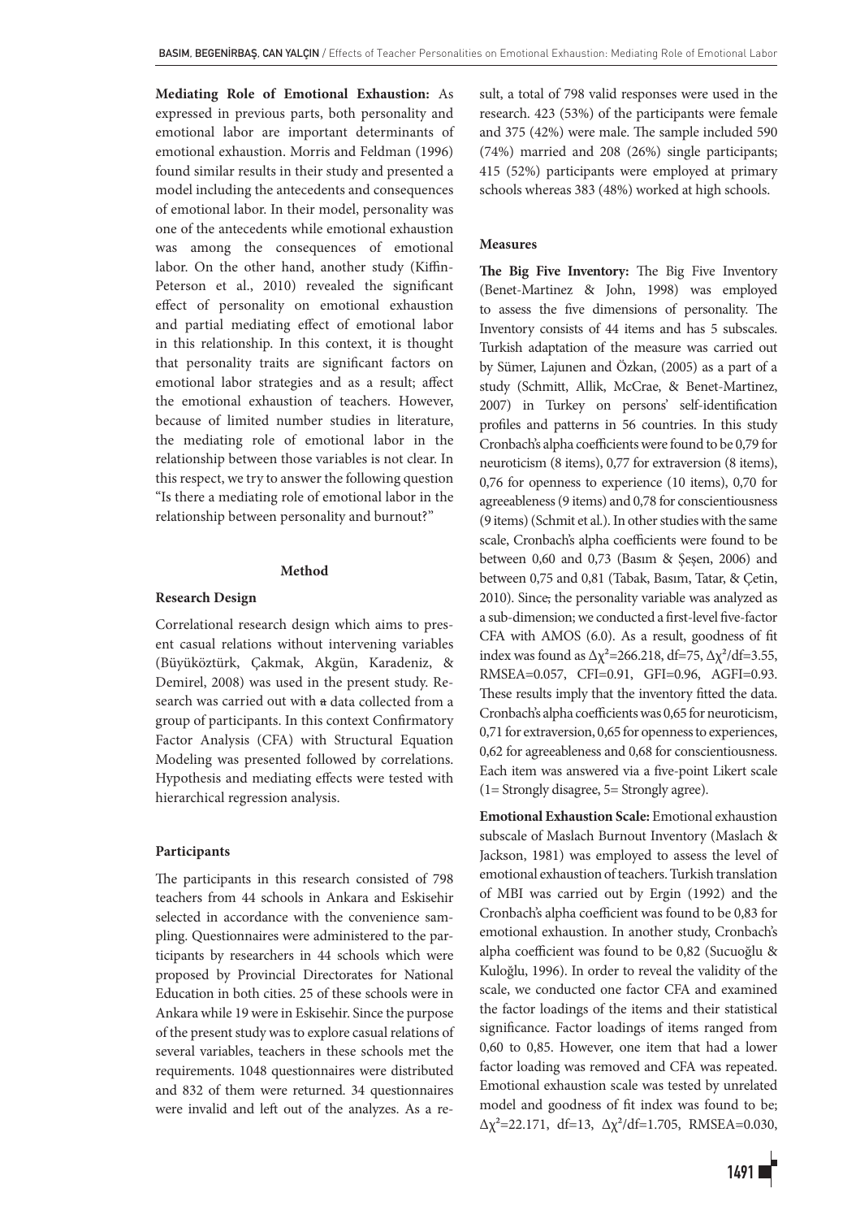**Mediating Role of Emotional Exhaustion:** As expressed in previous parts, both personality and emotional labor are important determinants of emotional exhaustion. Morris and Feldman (1996) found similar results in their study and presented a model including the antecedents and consequences of emotional labor. In their model, personality was one of the antecedents while emotional exhaustion was among the consequences of emotional labor. On the other hand, another study (Kiffin-Peterson et al., 2010) revealed the significant effect of personality on emotional exhaustion and partial mediating effect of emotional labor in this relationship. In this context, it is thought that personality traits are significant factors on emotional labor strategies and as a result; affect the emotional exhaustion of teachers. However, because of limited number studies in literature, the mediating role of emotional labor in the relationship between those variables is not clear. In this respect, we try to answer the following question "Is there a mediating role of emotional labor in the relationship between personality and burnout?"

## Method

### Research Design

Correlational research design which aims to present casual relations without intervening variables (Büyüköztürk, Çakmak, Akgün, Karadeniz, & Demirel, 2008) was used in the present study. Research was carried out with a data collected from a group of participants. In this context Confirmatory Factor Analysis (CFA) with Structural Equation Modeling was presented followed by correlations. Hypothesis and mediating effects were tested with hierarchical regression analysis.

### Participants

The participants in this research consisted of 798 teachers from 44 schools in Ankara and Eskisehir selected in accordance with the convenience sampling. Questionnaires were administered to the participants by researchers in 44 schools which were proposed by Provincial Directorates for National Education in both cities. 25 of these schools were in Ankara while 19 were in Eskisehir. Since the purpose of the present study was to explore casual relations of several variables, teachers in these schools met the requirements. 1048 questionnaires were distributed and 832 of them were returned. 34 questionnaires were invalid and left out of the analyzes. As a result, a total of 798 valid responses were used in the research. 423 (53%) of the participants were female and 375 (42%) were male. The sample included 590 (74%) married and 208 (26%) single participants; 415 (52%) participants were employed at primary schools whereas 383 (48%) worked at high schools.

### Measures

**The Big Five Inventory:** The Big Five Inventory (Benet-Martinez & John, 1998) was employed to assess the five dimensions of personality. The Inventory consists of 44 items and has 5 subscales. Turkish adaptation of the measure was carried out by Sümer, Lajunen and Özkan, (2005) as a part of a study (Schmitt, Allik, McCrae, & Benet-Martinez, 2007) in Turkey on persons' self-identification profiles and patterns in 56 countries. In this study Cronbach's alpha coefficients were found to be 0,79 for neuroticism (8 items), 0,77 for extraversion (8 items), 0,76 for openness to experience (10 items), 0,70 for agreeableness (9 items) and 0,78 for conscientiousness (9 items) (Schmit et al.). In other studies with the same scale, Cronbach's alpha coefficients were found to be between 0,60 and 0,73 (Basım & Şeşen, 2006) and between 0,75 and 0,81 (Tabak, Basım, Tatar, & Çetin, 2010). Since, the personality variable was analyzed as a sub-dimension; we conducted a first-level five-factor CFA with AMOS (6.0). As a result, goodness of fit index was found as $\Delta\chi^2$=266.218, df=75, $\Delta\chi^2$/df=3.55, RMSEA=0.057, CFI=0.91, GFI=0.96, AGFI=0.93. These results imply that the inventory fitted the data. Cronbach's alpha coefficients was 0,65 for neuroticism, 0,71 for extraversion, 0,65 for openness to experiences, 0,62 for agreeableness and 0,68 for conscientiousness. Each item was answered via a five-point Likert scale (1= Strongly disagree, 5= Strongly agree).

**Emotional Exhaustion Scale:** Emotional exhaustion subscale of Maslach Burnout Inventory (Maslach & Jackson, 1981) was employed to assess the level of emotional exhaustion of teachers. Turkish translation of MBI was carried out by Ergin (1992) and the Cronbach's alpha coefficient was found to be 0,83 for emotional exhaustion. In another study, Cronbach's alpha coefficient was found to be 0,82 (Sucuoğlu & Kuloğlu, 1996). In order to reveal the validity of the scale, we conducted one factor CFA and examined the factor loadings of the items and their statistical significance. Factor loadings of items ranged from 0,60 to 0,85. However, one item that had a lower factor loading was removed and CFA was repeated. Emotional exhaustion scale was tested by unrelated model and goodness of fit index was found to be; $\Delta\chi^2$=22.171, df=13, $\Delta\chi^2$/df=1.705, RMSEA=0.030,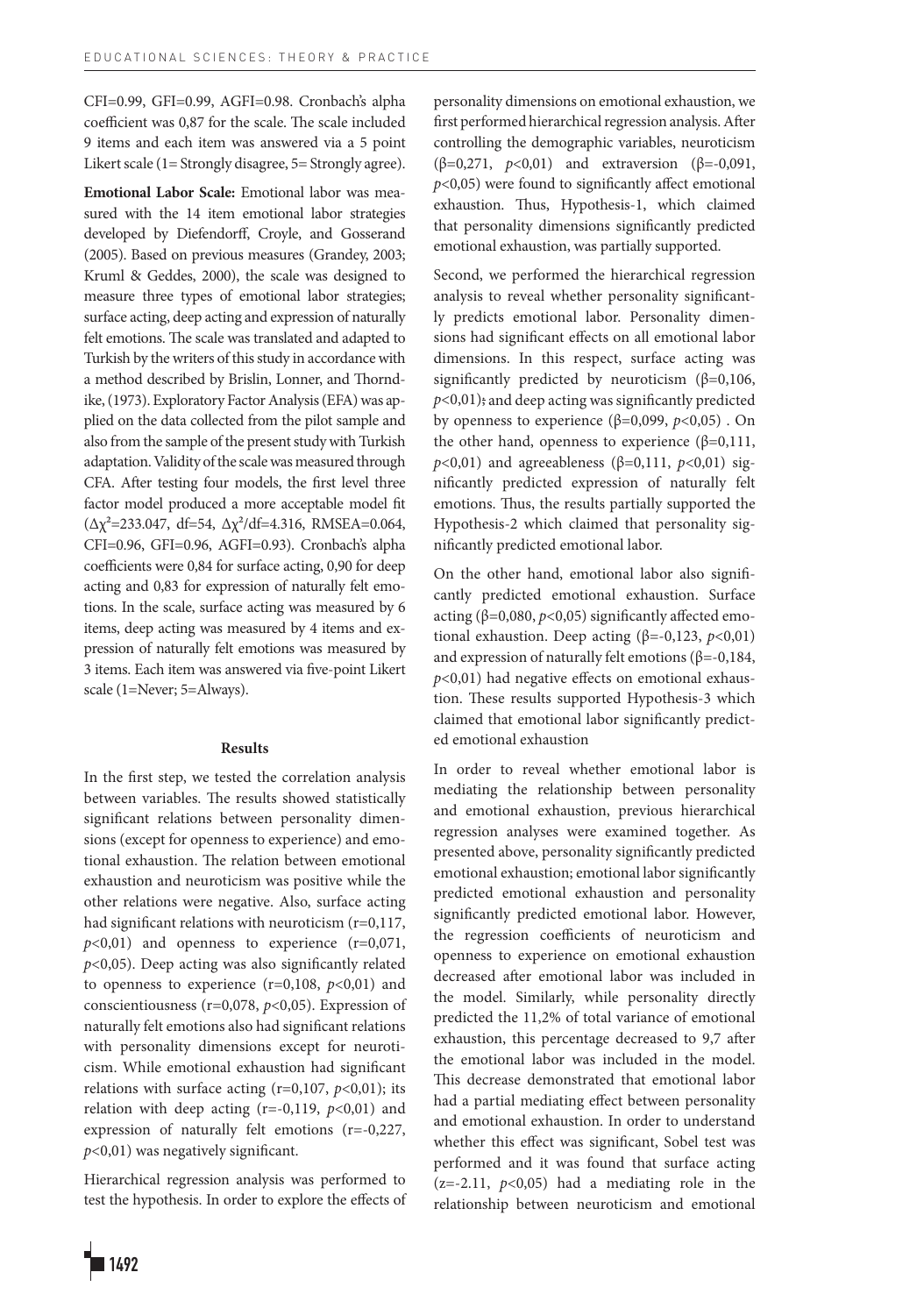CFI=0.99, GFI=0.99, AGFI=0.98. Cronbach's alpha coefficient was 0,87 for the scale. The scale included 9 items and each item was answered via a 5 point Likert scale (1= Strongly disagree, 5= Strongly agree).

**Emotional Labor Scale:** Emotional labor was measured with the 14 item emotional labor strategies developed by Diefendorff, Croyle, and Gosserand (2005). Based on previous measures (Grandey, 2003; Kruml & Geddes, 2000), the scale was designed to measure three types of emotional labor strategies; surface acting, deep acting and expression of naturally felt emotions. The scale was translated and adapted to Turkish by the writers of this study in accordance with a method described by Brislin, Lonner, and Thorndike, (1973). Exploratory Factor Analysis (EFA) was applied on the data collected from the pilot sample and also from the sample of the present study with Turkish adaptation. Validity of the scale was measured through CFA. After testing four models, the first level three factor model produced a more acceptable model fit ($\Delta\chi^2$=233.047, df=54, $\Delta\chi^2$/df=4.316, RMSEA=0.064, CFI=0.96, GFI=0.96, AGFI=0.93). Cronbach's alpha coefficients were 0,84 for surface acting, 0,90 for deep acting and 0,83 for expression of naturally felt emotions. In the scale, surface acting was measured by 6 items, deep acting was measured by 4 items and expression of naturally felt emotions was measured by 3 items. Each item was answered via five-point Likert scale (1=Never; 5=Always).

## Results

In the first step, we tested the correlation analysis between variables. The results showed statistically significant relations between personality dimensions (except for openness to experience) and emotional exhaustion. The relation between emotional exhaustion and neuroticism was positive while the other relations were negative. Also, surface acting had significant relations with neuroticism (r=0,117, $p$<0,01) and openness to experience (r=0,071, $p$<0,05). Deep acting was also significantly related to openness to experience (r=0,108, $p$<0,01) and conscientiousness (r=0,078, $p$<0,05). Expression of naturally felt emotions also had significant relations with personality dimensions except for neuroticism. While emotional exhaustion had significant relations with surface acting (r=0,107, $p$<0,01); its relation with deep acting (r=-0,119, $p$<0,01) and expression of naturally felt emotions (r=-0,227, $p$<0,01) was negatively significant.

Hierarchical regression analysis was performed to test the hypothesis. In order to explore the effects of personality dimensions on emotional exhaustion, we first performed hierarchical regression analysis. After controlling the demographic variables, neuroticism (β=0,271, $p$<0,01) and extraversion (β=-0,091, $p$<0,05) were found to significantly affect emotional exhaustion. Thus, Hypothesis-1, which claimed that personality dimensions significantly predicted emotional exhaustion, was partially supported.

Second, we performed the hierarchical regression analysis to reveal whether personality significantly predicts emotional labor. Personality dimensions had significant effects on all emotional labor dimensions. In this respect, surface acting was significantly predicted by neuroticism (β=0,106, $p$<0,01); and deep acting was significantly predicted by openness to experience (β=0,099, $p$<0,05) . On the other hand, openness to experience (β=0,111, $p$<0,01) and agreeableness (β=0,111, $p$<0,01) significantly predicted expression of naturally felt emotions. Thus, the results partially supported the Hypothesis-2 which claimed that personality significantly predicted emotional labor.

On the other hand, emotional labor also significantly predicted emotional exhaustion. Surface acting (β=0,080, $p$<0,05) significantly affected emotional exhaustion. Deep acting (β=-0,123, $p$<0,01) and expression of naturally felt emotions (β=-0,184, $p$<0,01) had negative effects on emotional exhaustion. These results supported Hypothesis-3 which claimed that emotional labor significantly predicted emotional exhaustion

In order to reveal whether emotional labor is mediating the relationship between personality and emotional exhaustion, previous hierarchical regression analyses were examined together. As presented above, personality significantly predicted emotional exhaustion; emotional labor significantly predicted emotional exhaustion and personality significantly predicted emotional labor. However, the regression coefficients of neuroticism and openness to experience on emotional exhaustion decreased after emotional labor was included in the model. Similarly, while personality directly predicted the 11,2% of total variance of emotional exhaustion, this percentage decreased to 9,7 after the emotional labor was included in the model. This decrease demonstrated that emotional labor had a partial mediating effect between personality and emotional exhaustion. In order to understand whether this effect was significant, Sobel test was performed and it was found that surface acting (z=-2.11, $p$<0,05) had a mediating role in the relationship between neuroticism and emotional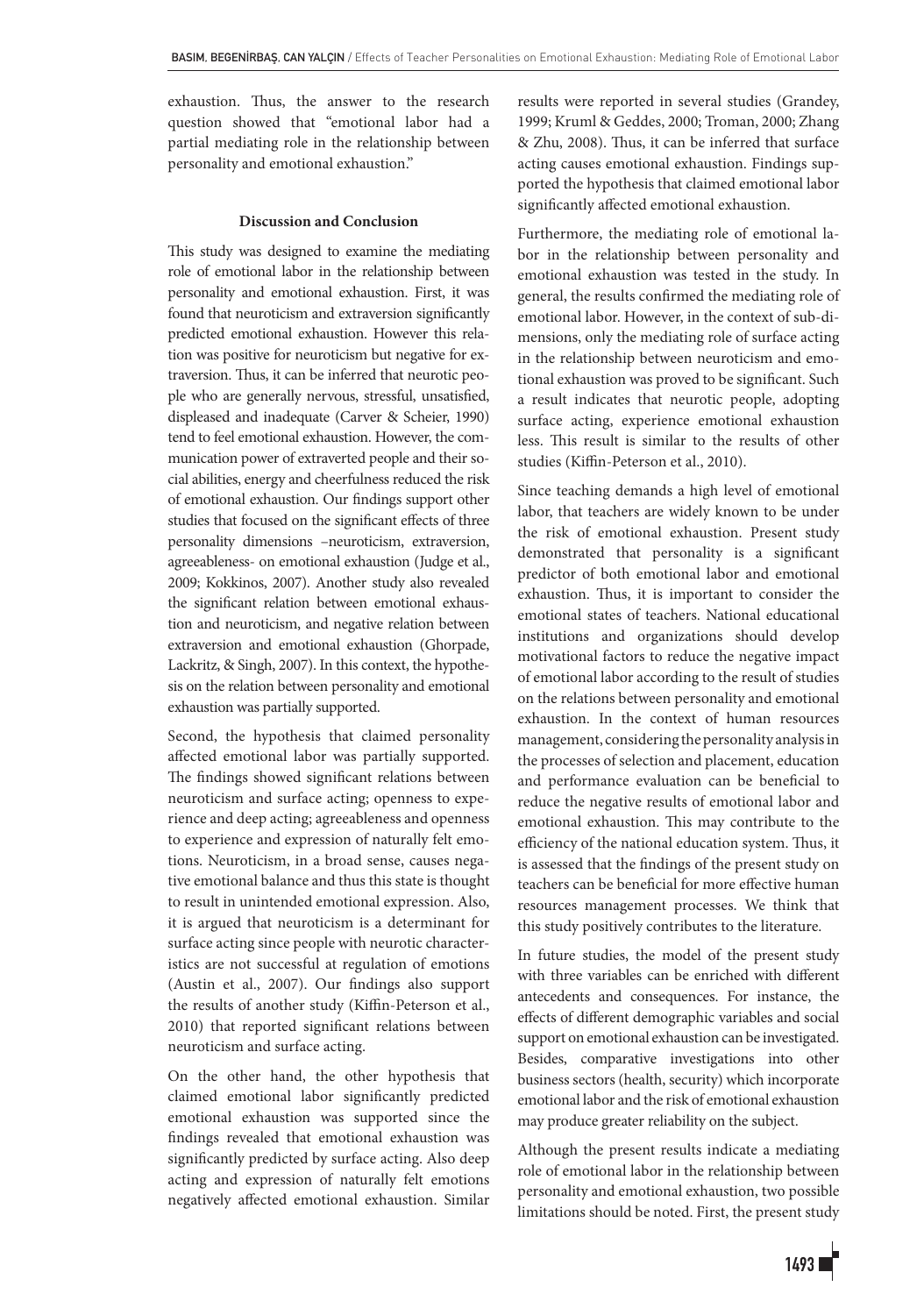exhaustion. Thus, the answer to the research question showed that "emotional labor had a partial mediating role in the relationship between personality and emotional exhaustion."

## Discussion and Conclusion

This study was designed to examine the mediating role of emotional labor in the relationship between personality and emotional exhaustion. First, it was found that neuroticism and extraversion significantly predicted emotional exhaustion. However this relation was positive for neuroticism but negative for extraversion. Thus, it can be inferred that neurotic people who are generally nervous, stressful, unsatisfied, displeased and inadequate (Carver & Scheier, 1990) tend to feel emotional exhaustion. However, the communication power of extraverted people and their social abilities, energy and cheerfulness reduced the risk of emotional exhaustion. Our findings support other studies that focused on the significant effects of three personality dimensions –neuroticism, extraversion, agreeableness- on emotional exhaustion (Judge et al., 2009; Kokkinos, 2007). Another study also revealed the significant relation between emotional exhaustion and neuroticism, and negative relation between extraversion and emotional exhaustion (Ghorpade, Lackritz, & Singh, 2007). In this context, the hypothesis on the relation between personality and emotional exhaustion was partially supported.

Second, the hypothesis that claimed personality affected emotional labor was partially supported. The findings showed significant relations between neuroticism and surface acting; openness to experience and deep acting; agreeableness and openness to experience and expression of naturally felt emotions. Neuroticism, in a broad sense, causes negative emotional balance and thus this state is thought to result in unintended emotional expression. Also, it is argued that neuroticism is a determinant for surface acting since people with neurotic characteristics are not successful at regulation of emotions (Austin et al., 2007). Our findings also support the results of another study (Kiffin-Peterson et al., 2010) that reported significant relations between neuroticism and surface acting.

On the other hand, the other hypothesis that claimed emotional labor significantly predicted emotional exhaustion was supported since the findings revealed that emotional exhaustion was significantly predicted by surface acting. Also deep acting and expression of naturally felt emotions negatively affected emotional exhaustion. Similar results were reported in several studies (Grandey, 1999; Kruml & Geddes, 2000; Troman, 2000; Zhang & Zhu, 2008). Thus, it can be inferred that surface acting causes emotional exhaustion. Findings supported the hypothesis that claimed emotional labor significantly affected emotional exhaustion.

Furthermore, the mediating role of emotional labor in the relationship between personality and emotional exhaustion was tested in the study. In general, the results confirmed the mediating role of emotional labor. However, in the context of sub-dimensions, only the mediating role of surface acting in the relationship between neuroticism and emotional exhaustion was proved to be significant. Such a result indicates that neurotic people, adopting surface acting, experience emotional exhaustion less. This result is similar to the results of other studies (Kiffin-Peterson et al., 2010).

Since teaching demands a high level of emotional labor, that teachers are widely known to be under the risk of emotional exhaustion. Present study demonstrated that personality is a significant predictor of both emotional labor and emotional exhaustion. Thus, it is important to consider the emotional states of teachers. National educational institutions and organizations should develop motivational factors to reduce the negative impact of emotional labor according to the result of studies on the relations between personality and emotional exhaustion. In the context of human resources management, considering the personality analysis in the processes of selection and placement, education and performance evaluation can be beneficial to reduce the negative results of emotional labor and emotional exhaustion. This may contribute to the efficiency of the national education system. Thus, it is assessed that the findings of the present study on teachers can be beneficial for more effective human resources management processes. We think that this study positively contributes to the literature.

In future studies, the model of the present study with three variables can be enriched with different antecedents and consequences. For instance, the effects of different demographic variables and social support on emotional exhaustion can be investigated. Besides, comparative investigations into other business sectors (health, security) which incorporate emotional labor and the risk of emotional exhaustion may produce greater reliability on the subject.

Although the present results indicate a mediating role of emotional labor in the relationship between personality and emotional exhaustion, two possible limitations should be noted. First, the present study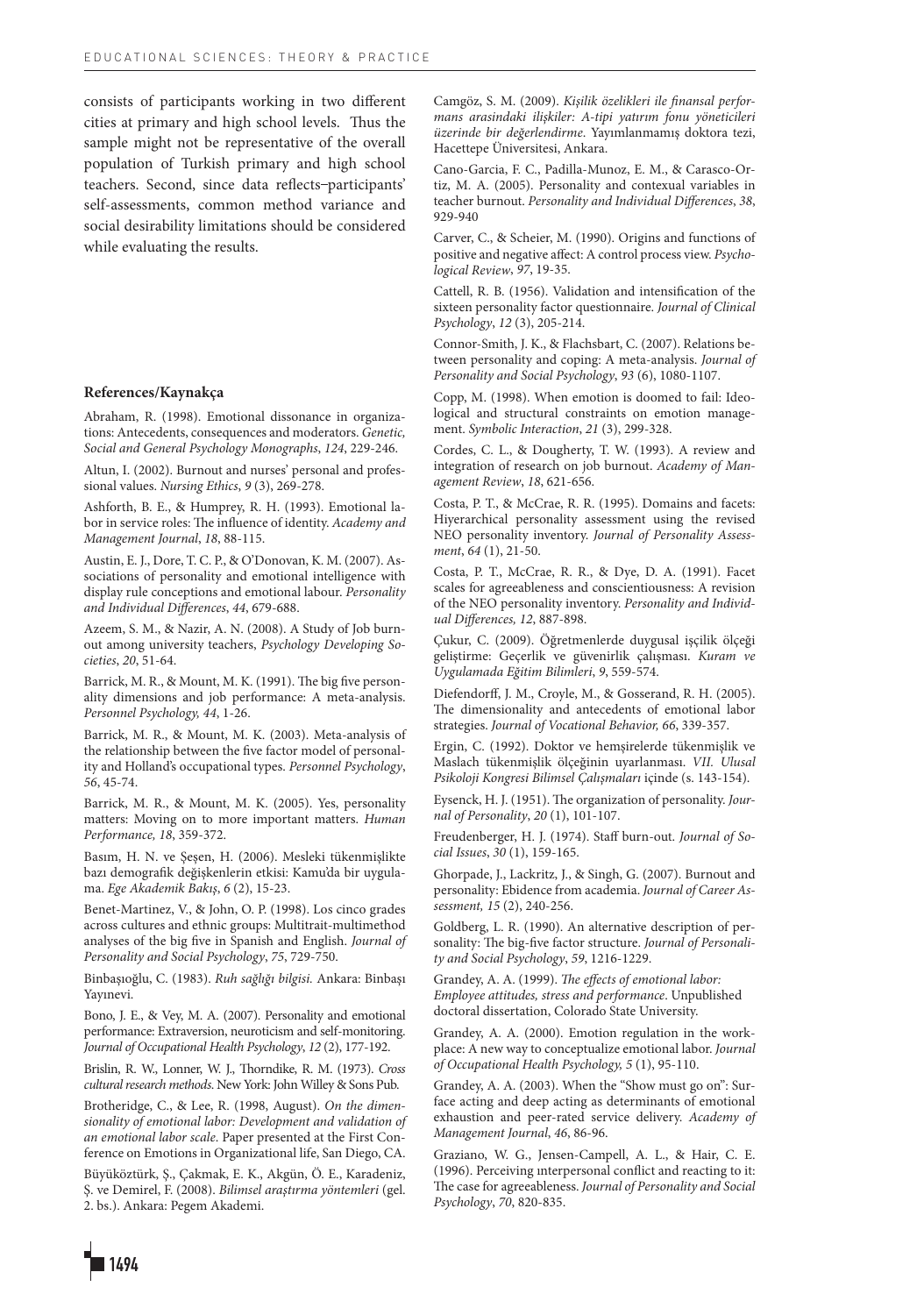consists of participants working in two different cities at primary and high school levels. Thus the sample might not be representative of the overall population of Turkish primary and high school teachers. Second, since data reflects–participants' self-assessments, common method variance and social desirability limitations should be considered while evaluating the results.

### References/Kaynakça

Abraham, R. (1998). Emotional dissonance in organizations: Antecedents, consequences and moderators. *Genetic, Social and General Psychology Monographs*, *124*, 229-246.

Altun, I. (2002). Burnout and nurses' personal and professional values. *Nursing Ethics*, *9* (3), 269-278.

Ashforth, B. E., & Humprey, R. H. (1993). Emotional labor in service roles: The influence of identity. *Academy and Management Journal*, *18*, 88-115.

Austin, E. J., Dore, T. C. P., & O'Donovan, K. M. (2007). Associations of personality and emotional intelligence with display rule conceptions and emotional labour. *Personality and Individual Differences*, *44*, 679-688.

Azeem, S. M., & Nazir, A. N. (2008). A Study of Job burnout among university teachers, *Psychology Developing Societies*, *20*, 51-64.

Barrick, M. R., & Mount, M. K. (1991). The big five personality dimensions and job performance: A meta-analysis. *Personnel Psychology, 44*, 1-26.

Barrick, M. R., & Mount, M. K. (2003). Meta-analysis of the relationship between the five factor model of personality and Holland's occupational types. *Personnel Psychology*, *56*, 45-74.

Barrick, M. R., & Mount, M. K. (2005). Yes, personality matters: Moving on to more important matters. *Human Performance, 18*, 359-372.

Basım, H. N. ve Şeşen, H. (2006). Mesleki tükenmişlikte bazı demografik değişkenlerin etkisi: Kamu'da bir uygulama. *Ege Akademik Bakış*, *6* (2), 15-23.

Benet-Martinez, V., & John, O. P. (1998). Los cinco grades across cultures and ethnic groups: Multitrait-multimethod analyses of the big five in Spanish and English. *Journal of Personality and Social Psychology*, *75*, 729-750.

Binbaşıoğlu, C. (1983). *Ruh sağlığı bilgisi.* Ankara: Binbaşı Yayınevi.

Bono, J. E., & Vey, M. A. (2007). Personality and emotional performance: Extraversion, neuroticism and self-monitoring. *Journal of Occupational Health Psychology*, *12* (2), 177-192.

Brislin, R. W., Lonner, W. J., Thorndike, R. M. (1973). *Cross cultural research methods*. New York: John Willey & Sons Pub.

Brotheridge, C., & Lee, R. (1998, August). *On the dimensionality of emotional labor: Development and validation of an emotional labor scale*. Paper presented at the First Conference on Emotions in Organizational life, San Diego, CA.

Büyüköztürk, Ş., Çakmak, E. K., Akgün, Ö. E., Karadeniz, Ş. ve Demirel, F. (2008). *Bilimsel araştırma yöntemleri* (gel. 2. bs.). Ankara: Pegem Akademi.

Camgöz, S. M. (2009). *Kişilik özelikleri ile finansal performans arasindaki ilişkiler: A-tipi yatırım fonu yöneticileri üzerinde bir değerlendirme*. Yayımlanmamış doktora tezi, Hacettepe Üniversitesi, Ankara.

Cano-Garcia, F. C., Padilla-Munoz, E. M., & Carasco-Ortiz, M. A. (2005). Personality and contexual variables in teacher burnout. *Personality and Individual Differences*, *38*, 929-940

Carver, C., & Scheier, M. (1990). Origins and functions of positive and negative affect: A control process view. *Psychological Review*, *97*, 19-35.

Cattell, R. B. (1956). Validation and intensification of the sixteen personality factor questionnaire. *Journal of Clinical Psychology*, *12* (3), 205-214.

Connor-Smith, J. K., & Flachsbart, C. (2007). Relations between personality and coping: A meta-analysis. *Journal of Personality and Social Psychology*, *93* (6), 1080-1107.

Copp, M. (1998). When emotion is doomed to fail: Ideological and structural constraints on emotion management. *Symbolic Interaction*, *21* (3), 299-328.

Cordes, C. L., & Dougherty, T. W. (1993). A review and integration of research on job burnout. *Academy of Management Review*, *18*, 621-656.

Costa, P. T., & McCrae, R. R. (1995). Domains and facets: Hiyerarchical personality assessment using the revised NEO personality inventory. *Journal of Personality Assessment*, *64* (1), 21-50.

Costa, P. T., McCrae, R. R., & Dye, D. A. (1991). Facet scales for agreeableness and conscientiousness: A revision of the NEO personality inventory. *Personality and Individual Differences, 12*, 887-898.

Çukur, C. (2009). Öğretmenlerde duygusal işçilik ölçeği geliştirme: Geçerlik ve güvenirlik çalışması. *Kuram ve Uygulamada Eğitim Bilimleri*, *9*, 559-574.

Diefendorff, J. M., Croyle, M., & Gosserand, R. H. (2005). The dimensionality and antecedents of emotional labor strategies. *Journal of Vocational Behavior, 66*, 339-357.

Ergin, C. (1992). Doktor ve hemşirelerde tükenmişlik ve Maslach tükenmişlik ölçeğinin uyarlanması. *VII. Ulusal Psikoloji Kongresi Bilimsel Çalışmaları* içinde (s. 143-154).

Eysenck, H. J. (1951). The organization of personality. *Journal of Personality*, *20* (1), 101-107.

Freudenberger, H. J. (1974). Staff burn-out. *Journal of Social Issues*, *30* (1), 159-165.

Ghorpade, J., Lackritz, J., & Singh, G. (2007). Burnout and personality: Ebidence from academia. *Journal of Career Assessment, 15* (2), 240-256.

Goldberg, L. R. (1990). An alternative description of personality: The big-five factor structure. *Journal of Personality and Social Psychology*, *59*, 1216-1229.

Grandey, A. A. (1999). *The effects of emotional labor: Employee attitudes, stress and performance*. Unpublished doctoral dissertation, Colorado State University.

Grandey, A. A. (2000). Emotion regulation in the workplace: A new way to conceptualize emotional labor. *Journal of Occupational Health Psychology, 5* (1), 95-110.

Grandey, A. A. (2003). When the "Show must go on": Surface acting and deep acting as determinants of emotional exhaustion and peer-rated service delivery. *Academy of Management Journal*, *46*, 86-96.

Graziano, W. G., Jensen-Campell, A. L., & Hair, C. E. (1996). Perceiving ınterpersonal conflict and reacting to it: The case for agreeableness. *Journal of Personality and Social Psychology*, *70*, 820-835.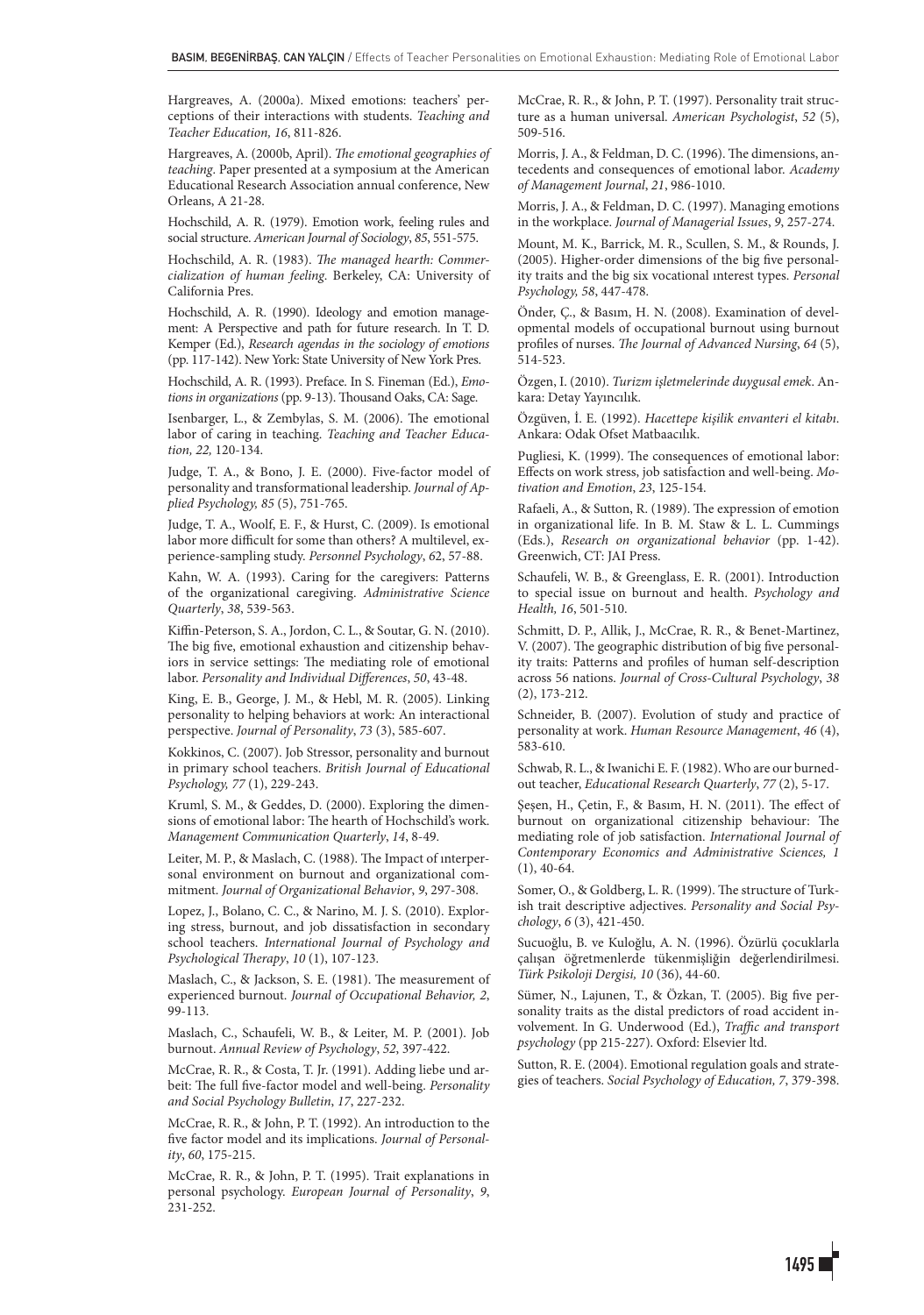Hargreaves, A. (2000a). Mixed emotions: teachers' perceptions of their interactions with students. *Teaching and Teacher Education, 16*, 811-826.

Hargreaves, A. (2000b, April). *The emotional geographies of teaching*. Paper presented at a symposium at the American Educational Research Association annual conference, New Orleans, A 21-28.

Hochschild, A. R. (1979). Emotion work, feeling rules and social structure. *American Journal of Sociology*, *85*, 551-575.

Hochschild, A. R. (1983). *The managed hearth: Commercialization of human feeling*. Berkeley, CA: University of California Pres.

Hochschild, A. R. (1990). Ideology and emotion management: A Perspective and path for future research. In T. D. Kemper (Ed.), *Research agendas in the sociology of emotions* (pp. 117-142). New York: State University of New York Pres.

Hochschild, A. R. (1993). Preface. In S. Fineman (Ed.), *Emotions in organizations* (pp. 9-13). Thousand Oaks, CA: Sage.

Isenbarger, L., & Zembylas, S. M. (2006). The emotional labor of caring in teaching. *Teaching and Teacher Education, 22,* 120-134.

Judge, T. A., & Bono, J. E. (2000). Five-factor model of personality and transformational leadership. *Journal of Applied Psychology, 85* (5), 751-765.

Judge, T. A., Woolf, E. F., & Hurst, C. (2009). Is emotional labor more difficult for some than others? A multilevel, experience-sampling study. *Personnel Psychology*, *62*, 57-88.

Kahn, W. A. (1993). Caring for the caregivers: Patterns of the organizational caregiving. *Administrative Science Quarterly*, *38*, 539-563.

Kiffin-Peterson, S. A., Jordon, C. L., & Soutar, G. N. (2010). The big five, emotional exhaustion and citizenship behaviors in service settings: The mediating role of emotional labor. *Personality and Individual Differences*, *50*, 43-48.

King, E. B., George, J. M., & Hebl, M. R. (2005). Linking personality to helping behaviors at work: An interactional perspective. *Journal of Personality*, *73* (3), 585-607.

Kokkinos, C. (2007). Job Stressor, personality and burnout in primary school teachers. *British Journal of Educational Psychology, 77* (1), 229-243.

Kruml, S. M., & Geddes, D. (2000). Exploring the dimensions of emotional labor: The hearth of Hochschild's work. *Management Communication Quarterly*, *14*, 8-49.

Leiter, M. P., & Maslach, C. (1988). The Impact of ınterpersonal environment on burnout and organizational commitment. *Journal of Organizational Behavior*, *9*, 297-308.

Lopez, J., Bolano, C. C., & Narino, M. J. S. (2010). Exploring stress, burnout, and job dissatisfaction in secondary school teachers. *International Journal of Psychology and Psychological Therapy*, *10* (1), 107-123.

Maslach, C., & Jackson, S. E. (1981). The measurement of experienced burnout. *Journal of Occupational Behavior, 2*, 99-113.

Maslach, C., Schaufeli, W. B., & Leiter, M. P. (2001). Job burnout. *Annual Review of Psychology*, *52*, 397-422.

McCrae, R. R., & Costa, T. Jr. (1991). Adding liebe und arbeit: The full five-factor model and well-being. *Personality and Social Psychology Bulletin*, *17*, 227-232.

McCrae, R. R., & John, P. T. (1992). An introduction to the five factor model and its implications. *Journal of Personality*, *60*, 175-215.

McCrae, R. R., & John, P. T. (1995). Trait explanations in personal psychology. *European Journal of Personality*, *9*, 231-252.

McCrae, R. R., & John, P. T. (1997). Personality trait structure as a human universal. *American Psychologist*, *52* (5), 509-516.

Morris, J. A., & Feldman, D. C. (1996). The dimensions, antecedents and consequences of emotional labor. *Academy of Management Journal*, *21*, 986-1010.

Morris, J. A., & Feldman, D. C. (1997). Managing emotions in the workplace. *Journal of Managerial Issues*, *9*, 257-274.

Mount, M. K., Barrick, M. R., Scullen, S. M., & Rounds, J. (2005). Higher-order dimensions of the big five personality traits and the big six vocational ınterest types. *Personal Psychology, 58*, 447-478.

Önder, Ç., & Basım, H. N. (2008). Examination of developmental models of occupational burnout using burnout profiles of nurses. *The Journal of Advanced Nursing*, *64* (5), 514-523.

Özgen, I. (2010). *Turizm işletmelerinde duygusal emek*. Ankara: Detay Yayıncılık.

Özgüven, İ. E. (1992). *Hacettepe kişilik envanteri el kitabı*. Ankara: Odak Ofset Matbaacılık.

Pugliesi, K. (1999). The consequences of emotional labor: Effects on work stress, job satisfaction and well-being. *Motivation and Emotion*, *23*, 125-154.

Rafaeli, A., & Sutton, R. (1989). The expression of emotion in organizational life. In B. M. Staw & L. L. Cummings (Eds.), *Research on organizational behavior* (pp. 1-42). Greenwich, CT: JAI Press.

Schaufeli, W. B., & Greenglass, E. R. (2001). Introduction to special issue on burnout and health. *Psychology and Health, 16*, 501-510.

Schmitt, D. P., Allik, J., McCrae, R. R., & Benet-Martinez, V. (2007). The geographic distribution of big five personality traits: Patterns and profiles of human self-description across 56 nations. *Journal of Cross-Cultural Psychology*, *38* (2), 173-212.

Schneider, B. (2007). Evolution of study and practice of personality at work. *Human Resource Management*, *46* (4), 583-610.

Schwab, R. L., & Iwanichi E. F. (1982). Who are our burned-out teacher, *Educational Research Quarterly*, *77* (2), 5-17.

Şeşen, H., Çetin, F., & Basım, H. N. (2011). The effect of burnout on organizational citizenship behaviour: The mediating role of job satisfaction. *International Journal of Contemporary Economics and Administrative Sciences, 1* (1), 40-64.

Somer, O., & Goldberg, L. R. (1999). The structure of Turkish trait descriptive adjectives. *Personality and Social Psychology*, *6* (3), 421-450.

Sucuoğlu, B. ve Kuloğlu, A. N. (1996). Özürlü çocuklarla çalışan öğretmenlerde tükenmişliğin değerlendirilmesi. *Türk Psikoloji Dergisi, 10* (36), 44-60.

Sümer, N., Lajunen, T., & Özkan, T. (2005). Big five personality traits as the distal predictors of road accident involvement. In G. Underwood (Ed.), *Traffic and transport psychology* (pp 215-227). Oxford: Elsevier ltd.

Sutton, R. E. (2004). Emotional regulation goals and strategies of teachers. *Social Psychology of Education, 7*, 379-398.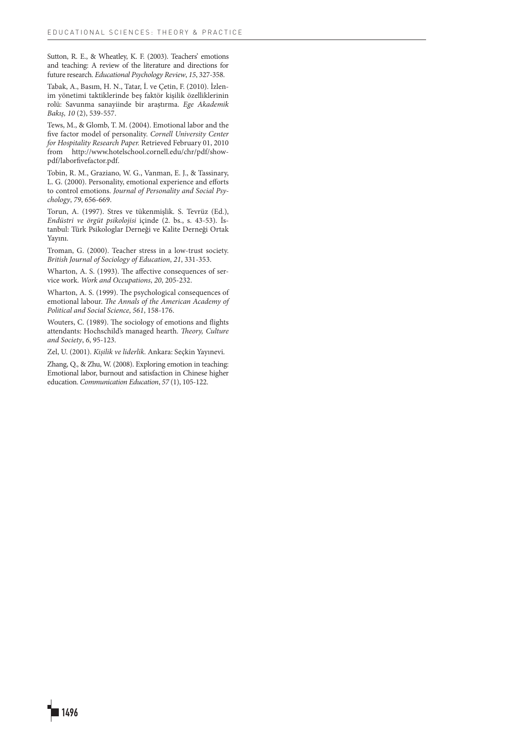Sutton, R. E., & Wheatley, K. F. (2003). Teachers' emotions and teaching: A review of the literature and directions for future research. *Educational Psychology Review*, *15*, 327-358.

Tabak, A., Basım, H. N., Tatar, İ. ve Çetin, F. (2010). İzlenim yönetimi taktiklerinde beş faktör kişilik özelliklerinin rolü: Savunma sanayiinde bir araştırma. *Ege Akademik Bakış, 10* (2), 539-557.

Tews, M., & Glomb, T. M. (2004). Emotional labor and the five factor model of personality. *Cornell University Center for Hospitality Research Paper.* Retrieved February 01, 2010 from http://www.hotelschool.cornell.edu/chr/pdf/showpdf/laborfivefactor.pdf.

Tobin, R. M., Graziano, W. G., Vanman, E. J., & Tassinary, L. G. (2000). Personality, emotional experience and efforts to control emotions. *Journal of Personality and Social Psychology*, *79*, 656-669.

Torun, A. (1997). Stres ve tükenmişlik. S. Tevrüz (Ed.), *Endüstri ve örgüt psikolojisi* içinde (2. bs., s. 43-53). İstanbul: Türk Psikologlar Derneği ve Kalite Derneği Ortak Yayını.

Troman, G. (2000). Teacher stress in a low-trust society. *British Journal of Sociology of Education*, *21*, 331-353.

Wharton, A. S. (1993). The affective consequences of service work. *Work and Occupations*, *20*, 205-232.

Wharton, A. S. (1999). The psychological consequences of emotional labour. *The Annals of the American Academy of Political and Social Science*, *561*, 158-176.

Wouters, C. (1989). The sociology of emotions and flights attendants: Hochschild's managed hearth. *Theory, Culture and Society*, *6*, 95-123.

Zel, U. (2001). *Kişilik ve liderlik*. Ankara: Seçkin Yayınevi.

Zhang, Q., & Zhu, W. (2008). Exploring emotion in teaching: Emotional labor, burnout and satisfaction in Chinese higher education. *Communication Education*, *57* (1), 105-122.